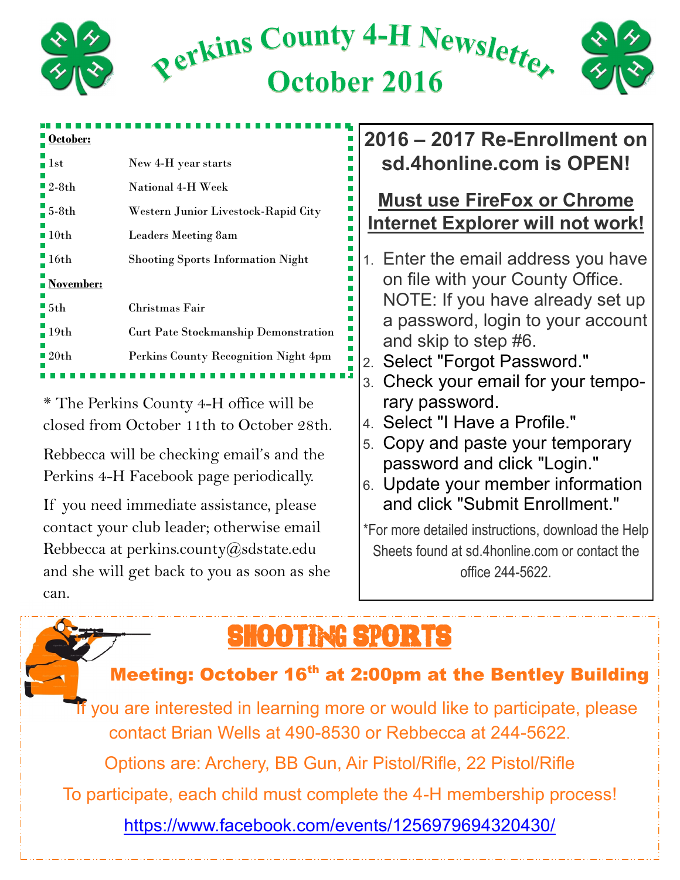# Perkins County 4-H Newsletter
# October 2016

**October:**

| | |
|---|---|
| 1st | New 4-H year starts |
| 2-8th | National 4-H Week |
| 5-8th | Western Junior Livestock-Rapid City |
| 10th | Leaders Meeting 8am |
| 16th | Shooting Sports Information Night |

**November:**

| | |
|---|---|
| 5th | Christmas Fair |
| 19th | Curt Pate Stockmanship Demonstration |
| 20th | Perkins County Recognition Night 4pm |

* The Perkins County 4-H office will be closed from October 11th to October 28th.

Rebbecca will be checking email's and the Perkins 4-H Facebook page periodically.

If you need immediate assistance, please contact your club leader; otherwise email Rebbecca at perkins.county@sdstate.edu and she will get back to you as soon as she can.

## 2016 – 2017 Re-Enrollment on sd.4honline.com is OPEN!

**Must use FireFox or Chrome Internet Explorer will not work!**

1. Enter the email address you have on file with your County Office. NOTE: If you have already set up a password, login to your account and skip to step #6.
2. Select "Forgot Password."
3. Check your email for your temporary password.
4. Select "I Have a Profile."
5. Copy and paste your temporary password and click "Login."
6. Update your member information and click "Submit Enrollment."

*For more detailed instructions, download the Help Sheets found at sd.4honline.com or contact the office 244-5622.

## SHOOTING SPORTS

### Meeting: October 16th at 2:00pm at the Bentley Building

If you are interested in learning more or would like to participate, please contact Brian Wells at 490-8530 or Rebbecca at 244-5622.

Options are: Archery, BB Gun, Air Pistol/Rifle, 22 Pistol/Rifle

To participate, each child must complete the 4-H membership process!

https://www.facebook.com/events/1256979694320430/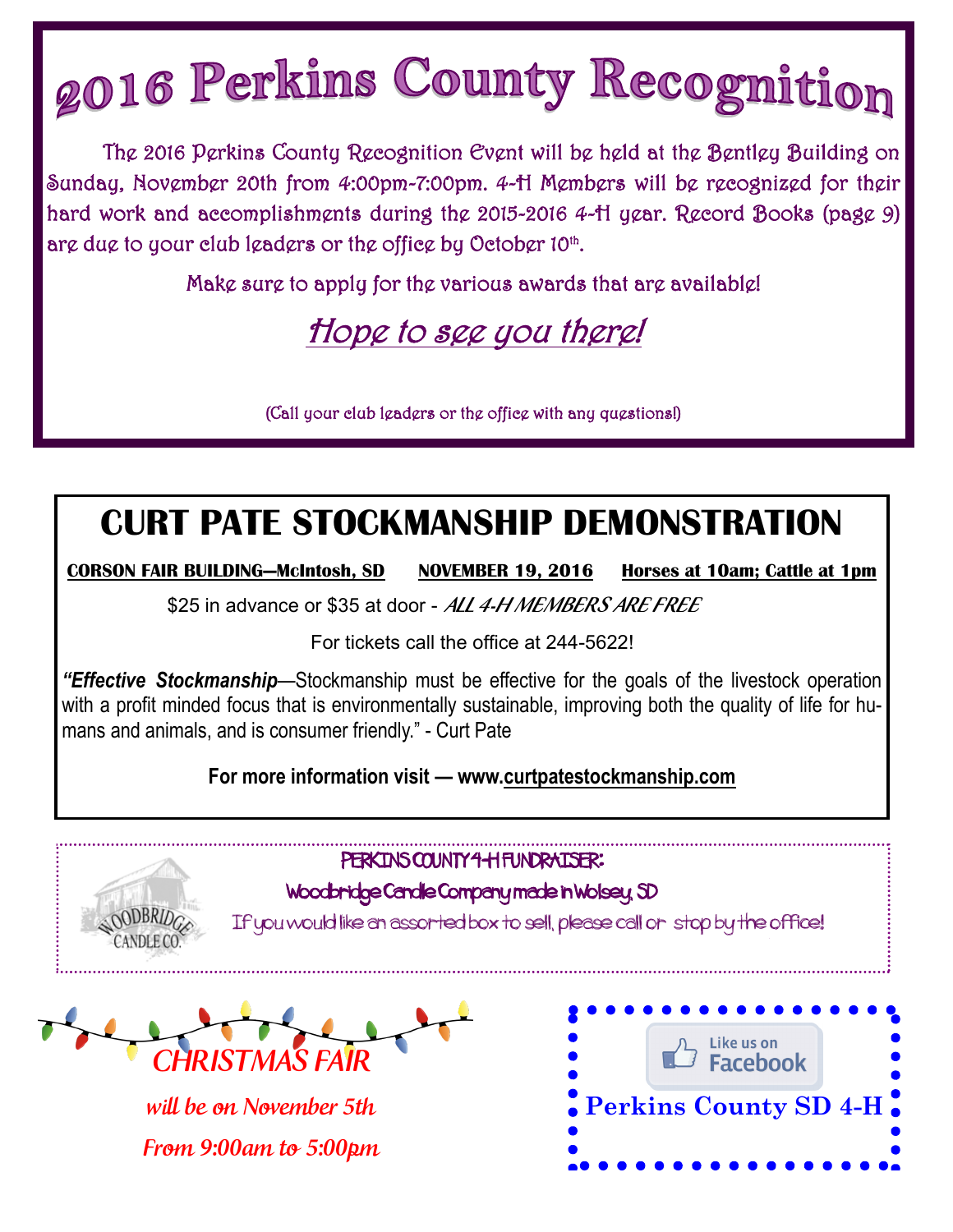# 2016 Perkins County Recognition

The 2016 Perkins County Recognition Event will be held at the Bentley Building on Sunday, November 20th from 4:00pm-7:00pm. 4-H Members will be recognized for their hard work and accomplishments during the 2015-2016 4-H year. Record Books (page 9) are due to your club leaders or the office by October 10th.

Make sure to apply for the various awards that are available!

*Hope to see you there!*

(Call your club leaders or the office with any questions!)

# CURT PATE STOCKMANSHIP DEMONSTRATION

**CORSON FAIR BUILDING—McIntosh, SD** **NOVEMBER 19, 2016** **Horses at 10am; Cattle at 1pm**

$25 in advance or $35 at door - *ALL 4-H MEMBERS ARE FREE*

For tickets call the office at 244-5622!

***"Effective Stockmanship***—Stockmanship must be effective for the goals of the livestock operation with a profit minded focus that is environmentally sustainable, improving both the quality of life for humans and animals, and is consumer friendly." - Curt Pate

**For more information visit — www.curtpatestockmanship.com**

PERKINS COUNTY 4-H FUNDRAISER:

Woodbridge Candle Company made in Wolsey, SD

If you would like an assorted box to sell, please call or stop by the office!

WOODBRIDGE CANDLE CO.

CHRISTMAS FAIR

*will be on November 5th*

*From 9:00am to 5:00pm*

Like us on Facebook

Perkins County SD 4-H